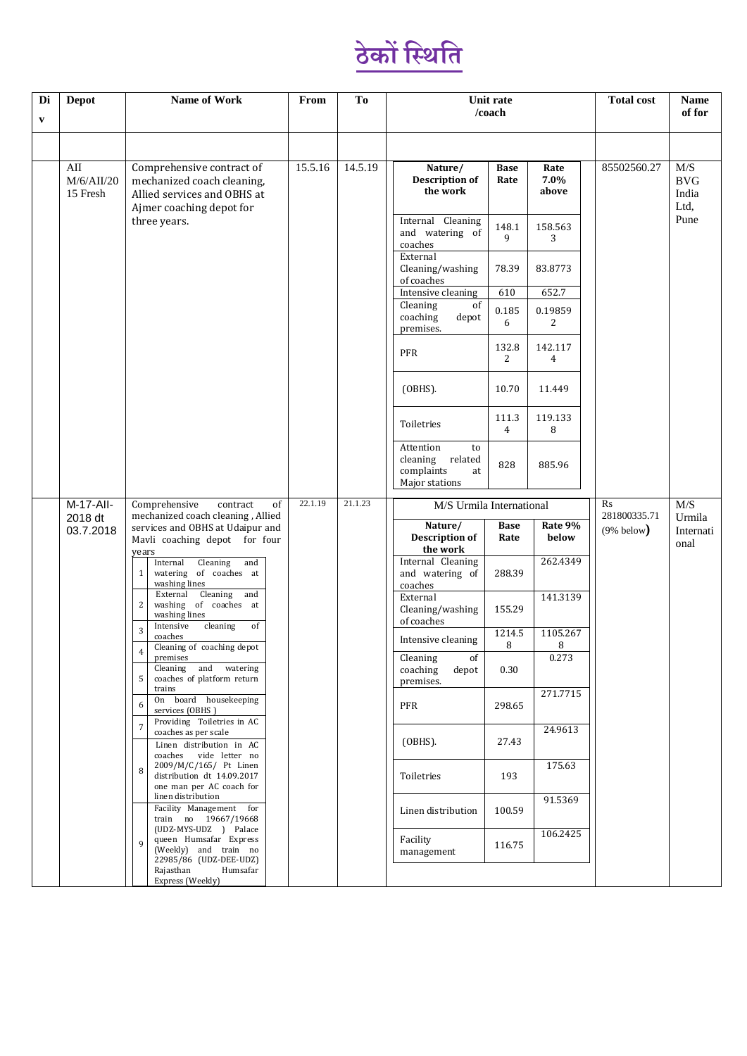# ठेकों स्थिति

| Div | Depot | Name of Work | From | To | Unit rate /coach | | | Total cost | Name of for |
|---|---|---|---|---|---|---|---|---|---|
| | | | | | | | | | |
| | AII M/6/AII/2015 Fresh | Comprehensive contract of mechanized coach cleaning, Allied services and OBHS at Ajmer coaching depot for three years. | 15.5.16 | 14.5.19 | **Nature/ Description of the work** | **Base Rate** | **Rate 7.0% above** | 85502560.27 | M/S BVG India Ltd, Pune |
| | | | | | Internal Cleaning and watering of coaches | 148.19 | 158.5633 | | |
| | | | | | External Cleaning/washing of coaches | 78.39 | 83.8773 | | |
| | | | | | Intensive cleaning | 610 | 652.7 | | |
| | | | | | Cleaning of coaching depot premises. | 0.1856 | 0.198592 | | |
| | | | | | PFR | 132.82 | 142.1174 | | |
| | | | | | (OBHS). | 10.70 | 11.449 | | |
| | | | | | Toiletries | 111.34 | 119.1338 | | |
| | | | | | Attention to cleaning related complaints at Major stations | 828 | 885.96 | | |
| | M-17-AII-2018 dt 03.7.2018 | Comprehensive contract of mechanized coach cleaning , Allied services and OBHS at Udaipur and Mavli coaching depot for four years | 22.1.19 | 21.1.23 | M/S Urmila International | | | Rs 281800335.71 (9% below) | M/S Urmila International |
| | | 1. Internal Cleaning and watering of coaches at washing lines | | | **Nature/ Description of the work** | **Base Rate** | **Rate 9% below** | | |
| | | 2. External Cleaning and washing of coaches at washing lines | | | Internal Cleaning and watering of coaches | 288.39 | 262.4349 | | |
| | | 3. Intensive cleaning of coaches | | | External Cleaning/washing of coaches | 155.29 | 141.3139 | | |
| | | 4. Cleaning of coaching depot premises | | | Intensive cleaning | 1214.58 | 1105.2678 | | |
| | | 5. Cleaning and watering coaches of platform return trains | | | Cleaning of coaching depot premises. | 0.30 | 0.273 | | |
| | | 6. On board housekeeping services (OBHS ) | | | PFR | 298.65 | 271.7715 | | |
| | | 7. Providing Toiletries in AC coaches as per scale | | | (OBHS). | 27.43 | 24.9613 | | |
| | | 8. Linen distribution in AC coaches vide letter no 2009/M/C/165/ Pt Linen distribution dt 14.09.2017 one man per AC coach for linen distribution | | | Toiletries | 193 | 175.63 | | |
| | | 9. Facility Management for train no 19667/19668 (UDZ-MYS-UDZ ) Palace queen Humsafar Express (Weekly) and train no 22985/86 (UDZ-DEE-UDZ) Rajasthan Humsafar Express (Weekly) | | | Linen distribution | 100.59 | 91.5369 | | |
| | | | | | Facility management | 116.75 | 106.2425 | | |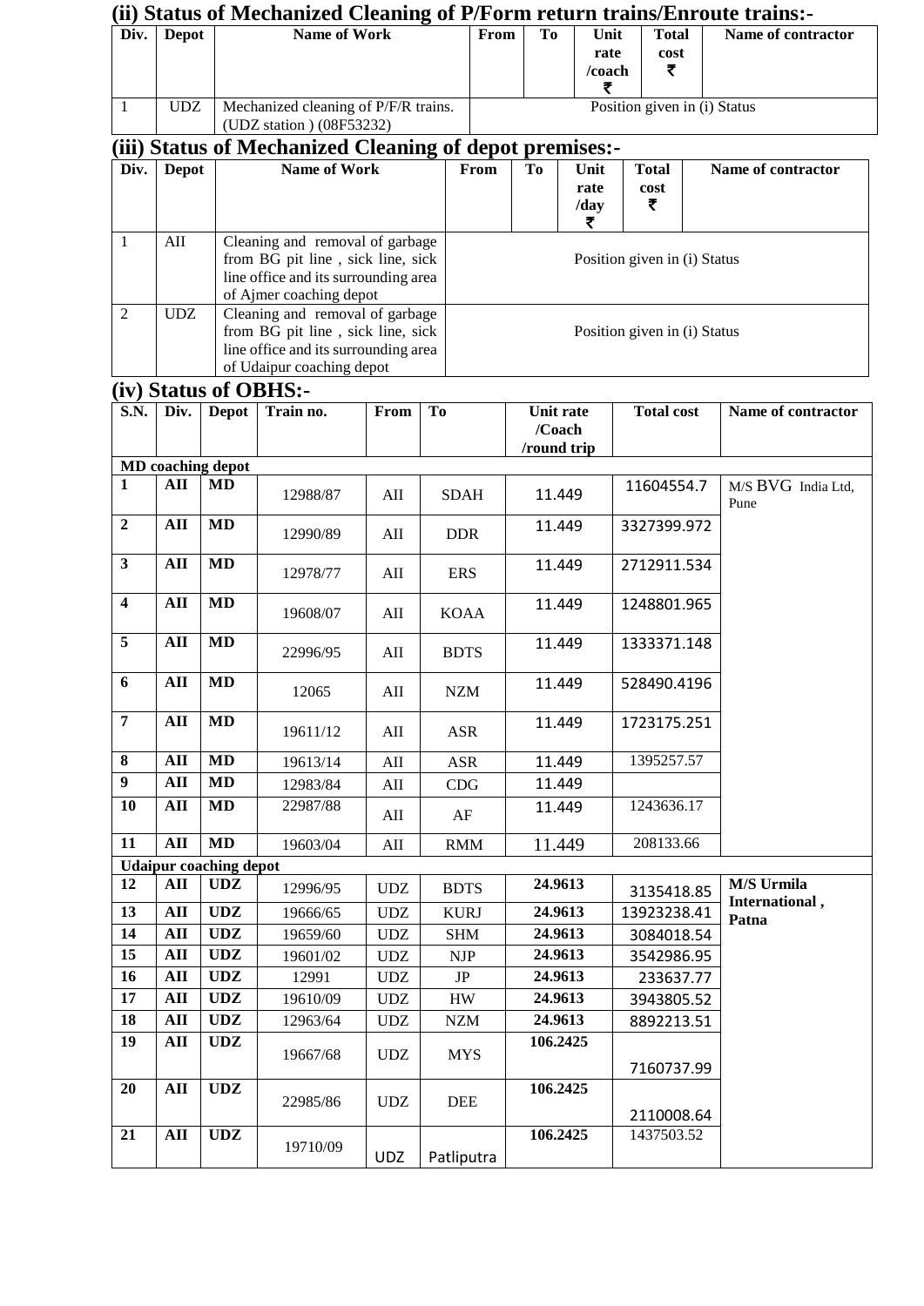## (ii) Status of Mechanized Cleaning of P/Form return trains/Enroute trains:-

| Div. | Depot | Name of Work | From | To | Unit rate /coach ₹ | Total cost ₹ | Name of contractor |
|---|---|---|---|---|---|---|---|
| 1 | UDZ | Mechanized cleaning of P/F/R trains. (UDZ station ) (08F53232) | Position given in (i) Status | | | | |

## (iii) Status of Mechanized Cleaning of depot premises:-

| Div. | Depot | Name of Work | From | To | Unit rate /day ₹ | Total cost ₹ | Name of contractor |
|---|---|---|---|---|---|---|---|
| 1 | AII | Cleaning and removal of garbage from BG pit line , sick line, sick line office and its surrounding area of Ajmer coaching depot | Position given in (i) Status | | | | |
| 2 | UDZ | Cleaning and removal of garbage from BG pit line , sick line, sick line office and its surrounding area of Udaipur coaching depot | Position given in (i) Status | | | | |

## (iv) Status of OBHS:-

| S.N. | Div. | Depot | Train no. | From | To | Unit rate /Coach /round trip | Total cost | Name of contractor |
|---|---|---|---|---|---|---|---|---|
| **MD coaching depot** | | | | | | | | |
| **1** | **AII** | **MD** | 12988/87 | AII | SDAH | 11.449 | 11604554.7 | M/S BVG India Ltd, Pune |
| **2** | **AII** | **MD** | 12990/89 | AII | DDR | 11.449 | 3327399.972 | |
| **3** | **AII** | **MD** | 12978/77 | AII | ERS | 11.449 | 2712911.534 | |
| **4** | **AII** | **MD** | 19608/07 | AII | KOAA | 11.449 | 1248801.965 | |
| **5** | **AII** | **MD** | 22996/95 | AII | BDTS | 11.449 | 1333371.148 | |
| **6** | **AII** | **MD** | 12065 | AII | NZM | 11.449 | 528490.4196 | |
| **7** | **AII** | **MD** | 19611/12 | AII | ASR | 11.449 | 1723175.251 | |
| **8** | **AII** | **MD** | 19613/14 | AII | ASR | 11.449 | 1395257.57 | |
| **9** | **AII** | **MD** | 12983/84 | AII | CDG | 11.449 | | |
| **10** | **AII** | **MD** | 22987/88 | AII | AF | 11.449 | 1243636.17 | |
| **11** | **AII** | **MD** | 19603/04 | AII | RMM | 11.449 | 208133.66 | |
| **Udaipur coaching depot** | | | | | | | | |
| **12** | **AII** | **UDZ** | 12996/95 | UDZ | BDTS | **24.9613** | 3135418.85 | **M/S Urmila International , Patna** |
| **13** | **AII** | **UDZ** | 19666/65 | UDZ | KURJ | **24.9613** | 13923238.41 | |
| **14** | **AII** | **UDZ** | 19659/60 | UDZ | SHM | **24.9613** | 3084018.54 | |
| **15** | **AII** | **UDZ** | 19601/02 | UDZ | NJP | **24.9613** | 3542986.95 | |
| **16** | **AII** | **UDZ** | 12991 | UDZ | JP | **24.9613** | 233637.77 | |
| **17** | **AII** | **UDZ** | 19610/09 | UDZ | HW | **24.9613** | 3943805.52 | |
| **18** | **AII** | **UDZ** | 12963/64 | UDZ | NZM | **24.9613** | 8892213.51 | |
| **19** | **AII** | **UDZ** | 19667/68 | UDZ | MYS | **106.2425** | 7160737.99 | |
| **20** | **AII** | **UDZ** | 22985/86 | UDZ | DEE | **106.2425** | 2110008.64 | |
| **21** | **AII** | **UDZ** | 19710/09 | UDZ | Patliputra | **106.2425** | 1437503.52 | |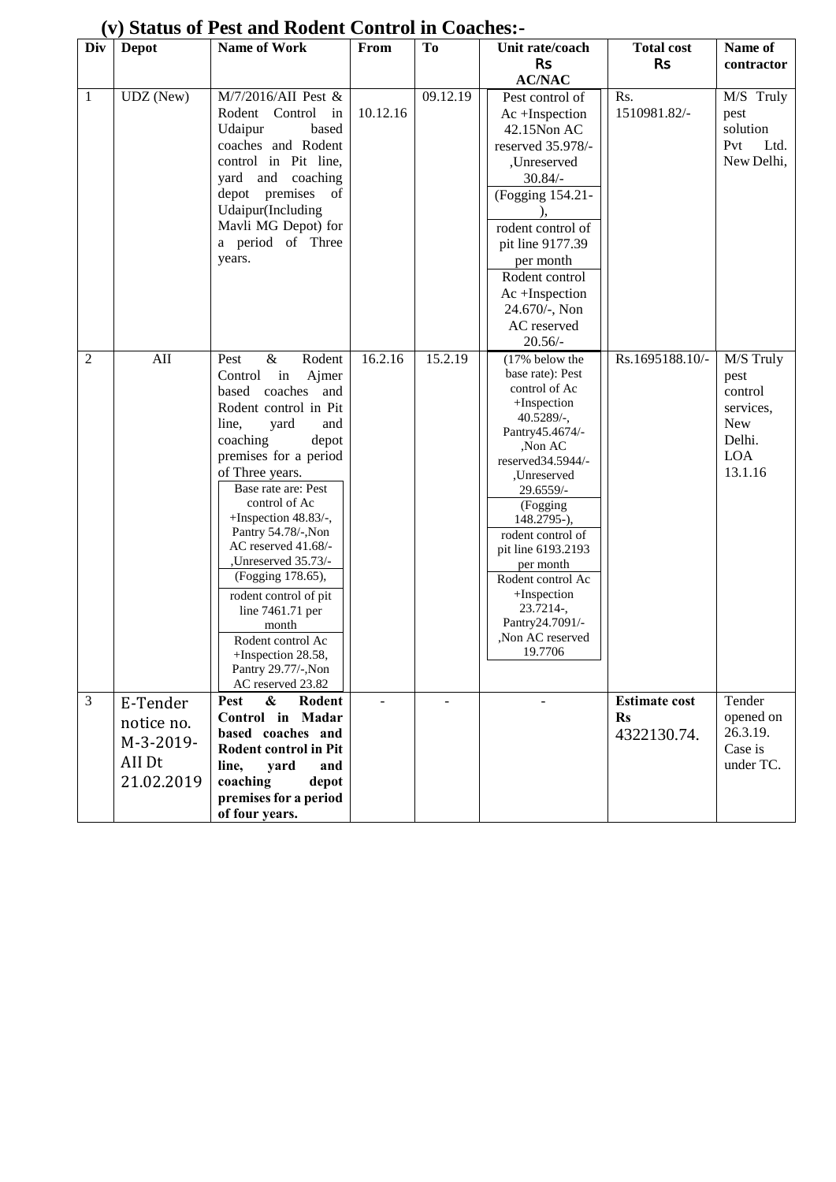## (v) Status of Pest and Rodent Control in Coaches:-

| Div | Depot | Name of Work | From | To | Unit rate/coach Rs AC/NAC | Total cost Rs | Name of contractor |
|---|---|---|---|---|---|---|---|
| 1 | UDZ (New) | M/7/2016/AII Pest & Rodent Control in Udaipur based coaches and Rodent control in Pit line, yard and coaching depot premises of Udaipur(Including Mavli MG Depot) for a period of Three years. | 10.12.16 | 09.12.19 | Pest control of Ac +Inspection 42.15Non AC reserved 35.978/- ,Unreserved 30.84/- (Fogging 154.21- ), rodent control of pit line 9177.39 per month Rodent control Ac +Inspection 24.670/-, Non AC reserved 20.56/- | Rs. 1510981.82/- | M/S Truly pest solution Pvt Ltd. New Delhi, |
| 2 | AII | Pest & Rodent Control in Ajmer based coaches and Rodent control in Pit line, yard and coaching depot premises for a period of Three years. Base rate are: Pest control of Ac +Inspection 48.83/-, Pantry 54.78/-,Non AC reserved 41.68/- ,Unreserved 35.73/- (Fogging 178.65), rodent control of pit line 7461.71 per month Rodent control Ac +Inspection 28.58, Pantry 29.77/-,Non AC reserved 23.82 | 16.2.16 | 15.2.19 | (17% below the base rate): Pest control of Ac +Inspection 40.5289/-, Pantry45.4674/- ,Non AC reserved34.5944/- ,Unreserved 29.6559/- (Fogging 148.2795-), rodent control of pit line 6193.2193 per month Rodent control Ac +Inspection 23.7214-, Pantry24.7091/- ,Non AC reserved 19.7706 | Rs.1695188.10/- | M/S Truly pest control services, New Delhi. LOA 13.1.16 |
| 3 | E-Tender notice no. M-3-2019-AII Dt 21.02.2019 | **Pest & Rodent Control in Madar based coaches and Rodent control in Pit line, yard and coaching depot premises for a period of four years.** | - | - | - | **Estimate cost Rs** 4322130.74. | Tender opened on 26.3.19. Case is under TC. |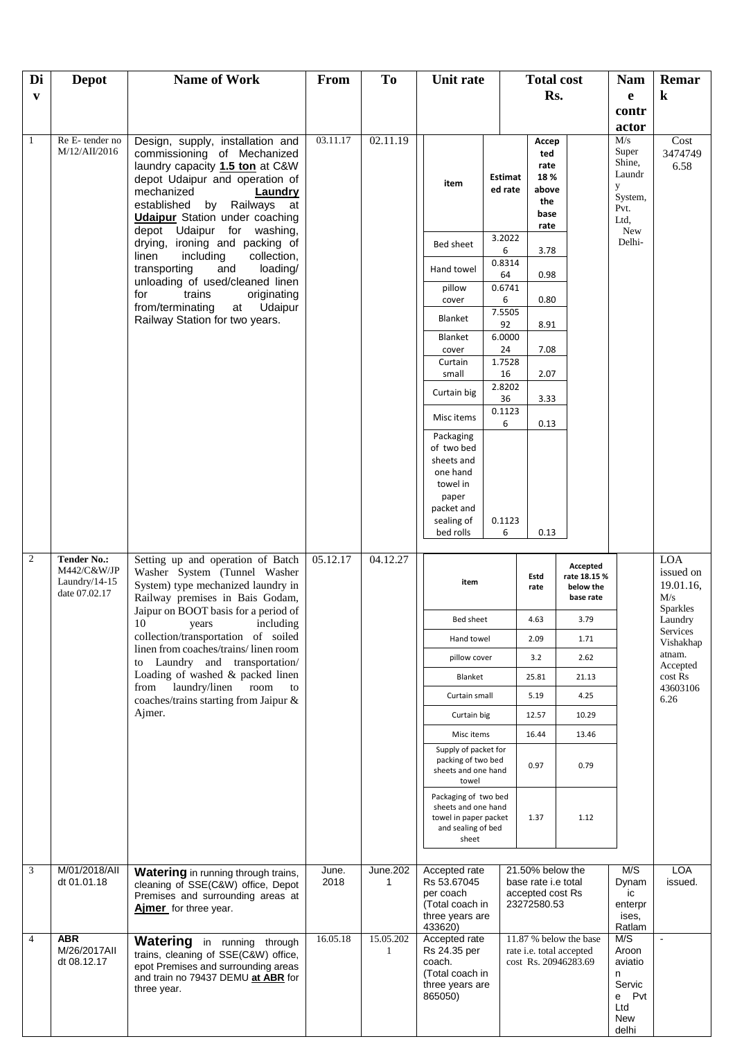| Div | Depot | Name of Work | From | To | Unit rate | Total cost Rs. | Name contractor | Remark |
|---|---|---|---|---|---|---|---|---|
| 1 | Re E- tender no M/12/AII/2016 | Design, supply, installation and commissioning of Mechanized laundry capacity **1.5 ton** at C&W depot Udaipur and operation of mechanized **Laundry** established by Railways at **Udaipur** Station under coaching depot Udaipur for washing, drying, ironing and packing of linen including collection, transporting and loading/ unloading of used/cleaned linen for trains originating from/terminating at Udaipur Railway Station for two years. | 03.11.17 | 02.11.19 | item / Estimated rate / Accepted rate 18 % above the base rate:<br>Bed sheet — 3.20226 — 3.78<br>Hand towel — 0.831464 — 0.98<br>pillow cover — 0.67416 — 0.80<br>Blanket — 7.550592 — 8.91<br>Blanket cover — 6.000024 — 7.08<br>Curtain small — 1.752816 — 2.07<br>Curtain big — 2.820236 — 3.33<br>Misc items — 0.11236 — 0.13<br>Packaging of two bed sheets and one hand towel in paper packet and sealing of bed rolls — 0.11236 — 0.13 | | M/s Super Shine, Laundry System, Pvt. Ltd, New Delhi- | Cost 34747496.58 |
| 2 | **Tender No.: M442/C&W/JP Laundry/14-15 date 07.02.17** | Setting up and operation of Batch Washer System (Tunnel Washer System) type mechanized laundry in Railway premises in Bais Godam, Jaipur on BOOT basis for a period of 10 years including collection/transportation of soiled linen from coaches/trains/ linen room to Laundry and transportation/ Loading of washed & packed linen from laundry/linen room to coaches/trains starting from Jaipur & Ajmer. | 05.12.17 | 04.12.27 | item / Estd rate / Accepted rate 18.15 % below the base rate:<br>Bed sheet — 4.63 — 3.79<br>Hand towel — 2.09 — 1.71<br>pillow cover — 3.2 — 2.62<br>Blanket — 25.81 — 21.13<br>Curtain small — 5.19 — 4.25<br>Curtain big — 12.57 — 10.29<br>Misc items — 16.44 — 13.46<br>Supply of packet for packing of two bed sheets and one hand towel — 0.97 — 0.79<br>Packaging of two bed sheets and one hand towel in paper packet and sealing of bed sheet — 1.37 — 1.12 | | | LOA issued on 19.01.16, M/s Sparkles Laundry Services Vishakhapatnam. Accepted cost Rs 436031066.26 |
| 3 | M/01/2018/AII dt 01.01.18 | **Watering** in running through trains, cleaning of SSE(C&W) office, Depot Premises and surrounding areas at **Ajmer** for three year. | June. 2018 | June.2021 | Accepted rate Rs 53.67045 per coach (Total coach in three years are 433620) | 21.50% below the base rate i.e total accepted cost Rs 23272580.53 | M/S Dynamic enterprises, Ratlam | LOA issued. |
| 4 | **ABR** M/26/2017AII dt 08.12.17 | **Watering** in running through trains, cleaning of SSE(C&W) office, epot Premises and surrounding areas and train no 79437 DEMU **at ABR** for three year. | 16.05.18 | 15.05.2021 | Accepted rate Rs 24.35 per coach. (Total coach in three years are 865050) | 11.87 % below the base rate i.e. total accepted cost Rs. 20946283.69 | M/S Aroon aviation Service Pvt Ltd New delhi | - |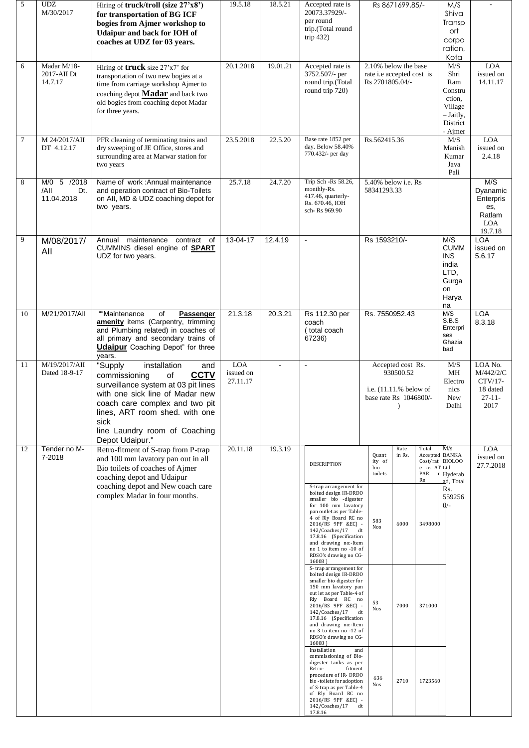| 5 | UDZ M/30/2017 | Hiring of **truck/troll (size 27'x8')** **for transportation of BG ICF bogies from Ajmer workshop to Udaipur and back for IOH of coaches at UDZ for 03 years.** | 19.5.18 | 18.5.21 | Accepted rate is 20073.37929/- per round trip.(Total round trip 432) | Rs 8671699.85/- | M/S Shiva Transport corporation, Kota | - |
|---|---|---|---|---|---|---|---|---|
| 6 | Madar M/18-2017-AII Dt 14.7.17 | Hiring of **truck** size 27'x7' for transportation of two new bogies at a time from carriage workshop Ajmer to coaching depot **Madar** and back two old bogies from coaching depot Madar for three years. | 20.1.2018 | 19.01.21 | Accepted rate is 3752.507/- per round trip.(Total round trip 720) | 2.10% below the base rate i.e accepted cost is Rs 2701805.04/- | M/S Shri Ram Construction, Village – Jaitly, District - Ajmer | LOA issued on 14.11.17 |
| 7 | M 24/2017/AII DT 4.12.17 | PFR cleaning of terminating trains and dry sweeping of JE Office, stores and surrounding area at Marwar station for two years | 23.5.2018 | 22.5.20 | Base rate 1852 per day. Below 58.40% 770.432/- per day | Rs.562415.36 | M/S Manish Kumar Java Pali | LOA issued on 2.4.18 |
| 8 | M/0 5 /2018 /AII Dt. 11.04.2018 | Name of work :Annual maintenance and operation contract of Bio-Toilets on AII, MD & UDZ coaching depot for two years. | 25.7.18 | 24.7.20 | Trip Sch -Rs 58.26, monthly-Rs. 417.46, quarterly- Rs. 670.46, IOH sch- Rs 969.90 | 5.40% below i.e. Rs 58341293.33 | | M/S Dyanamic Enterpris es, Ratlam LOA 19.7.18 |
| 9 | M/08/2017/ AII | Annual maintenance contract of CUMMINS diesel engine of **SPART** UDZ for two years. | 13-04-17 | 12.4.19 | - | Rs 1593210/- | M/S CUMM INS india LTD, Gurgaon Haryana | LOA issued on 5.6.17 |
| 10 | M/21/2017/AII | ""Maintenance of **Passenger amenity** items (Carpentry, trimming and Plumbing related) in coaches of all primary and secondary trains of **Udaipur** Coaching Depot" for three years. | 21.3.18 | 20.3.21 | Rs 112.30 per coach ( total coach 67236) | Rs. 7550952.43 | M/S S.B.S Enterprises Ghaziabad | LOA 8.3.18 |
| 11 | M/19/2017/AII Dated 18-9-17 | "Supply installation and commissioning of **CCTV** surveillance system at 03 pit lines with one sick line of Madar new coach care complex and two pit lines, ART room shed. with one sick line Laundry room of Coaching Depot Udaipur." | LOA issued on 27.11.17 | - | - | Accepted cost Rs. 930500.52 i.e. (11.11.% below of base rate Rs 1046800/-) | M/S MH Electronics New Delhi | LOA No. M/442/2/CCTV/17-18 dated 27-11-2017 |
| 12 | Tender no M-7-2018 | Retro-fitment of S-trap from P-trap and 100 mm lavatory pan out in all Bio toilets of coaches of Ajmer coaching depot and Udaipur coaching depot and New coach care complex Madar in four months. | 20.11.18 | 19.3.19 | **DESCRIPTION / Quantity of bio toilets / Rate in Rs. / Total Accepted Cost/rate i.e. AT PAR Rs:** S-trap arrangement for bolted design IR-DRDO smaller bio -digester for 100 mm lavatory pan outlet as per Table-4 of Rly Board RC no 2016/RS 9PF &EC) - 142/Coaches/17 dt 17.8.16 (Specification and drawing no:-Item no 1 to item no -10 of RDSO's drawing no CG-16008 ) — 583 Nos — 6000 — 3498000; S- trap arrangement for bolted design IR-DRDO smaller bio digester for 150 mm lavatory pan out let as per Table-4 of Rly Board RC no 2016/RS 9PF &EC) - 142/Coaches/17 dt 17.8.16 (Specification and drawing no:-Item no 3 to item no -12 of RDSO's drawing no CG-16008 ) — 53 Nos — 7000 — 371000; Installation and commissioning of Bio-digester tanks as per Retro- fitment procedure of IR- DRDO bio -toilets for adoption of S-trap as per Table-4 of Rly Board RC no 2016/RS 9PF &EC) - 142/Coaches/17 dt 17.8.16 — 636 Nos — 2710 — 1723560 | | M/s BANKA BIOLOO Ltd. in Hyderabad, Total Rs. 559256 0/- | LOA issued on 27.7.2018 |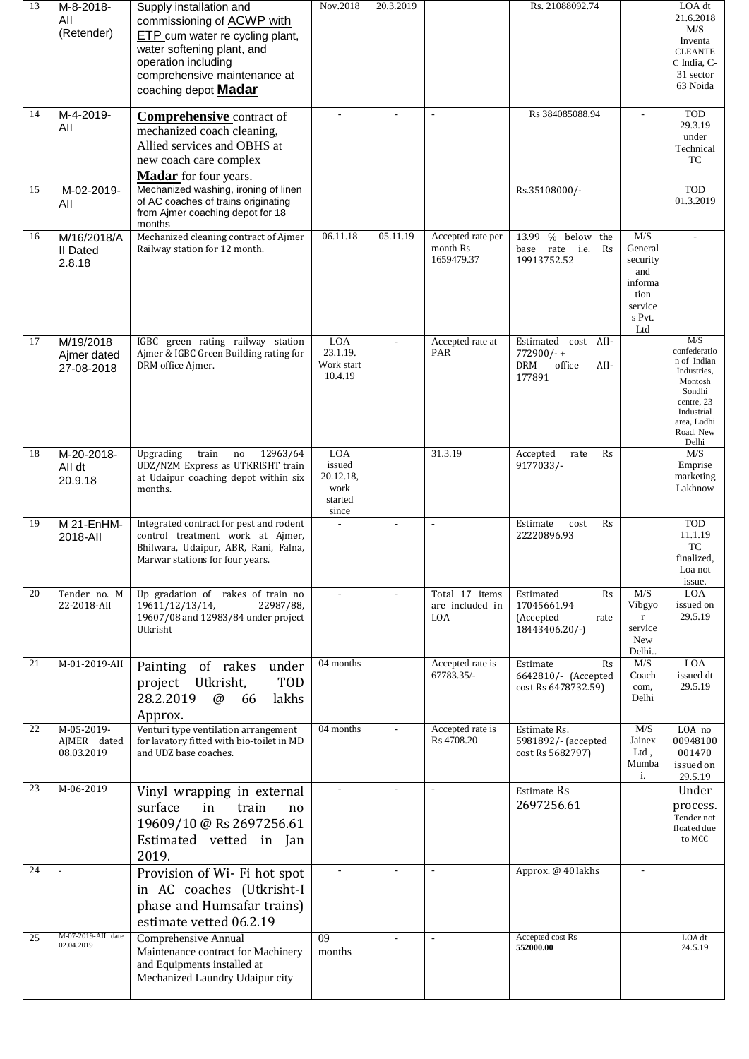| | | | | | | | | |
|---|---|---|---|---|---|---|---|---|
| 13 | M-8-2018-AII (Retender) | Supply installation and commissioning of ACWP with ETP cum water re cycling plant, water softening plant, and operation including comprehensive maintenance at coaching depot **Madar** | Nov.2018 | 20.3.2019 | | Rs. 21088092.74 | | LOA dt 21.6.2018 M/S Inventa CLEANTEC India, C-31 sector 63 Noida |
| 14 | M-4-2019-AII | **Comprehensive** contract of mechanized coach cleaning, Allied services and OBHS at new coach care complex **Madar** for four years. | - | - | - | Rs 384085088.94 | - | TOD 29.3.19 under Technical TC |
| 15 | M-02-2019-AII | Mechanized washing, ironing of linen of AC coaches of trains originating from Ajmer coaching depot for 18 months | | | | Rs.35108000/- | | TOD 01.3.2019 |
| 16 | M/16/2018/AII Dated 2.8.18 | Mechanized cleaning contract of Ajmer Railway station for 12 month. | 06.11.18 | 05.11.19 | Accepted rate per month Rs 1659479.37 | 13.99 % below the base rate i.e. Rs 19913752.52 | M/S General security and information service s Pvt. Ltd | - |
| 17 | M/19/2018 Ajmer dated 27-08-2018 | IGBC green rating railway station Ajmer & IGBC Green Building rating for DRM office Ajmer. | LOA 23.1.19. Work start 10.4.19 | - | Accepted rate at PAR | Estimated cost AII-772900/- + DRM office AII-177891 | | M/S confederation of Indian Industries, Montosh Sondhi centre, 23 Industrial area, Lodhi Road, New Delhi |
| 18 | M-20-2018-AII dt 20.9.18 | Upgrading train no 12963/64 UDZ/NZM Express as UTKRISHT train at Udaipur coaching depot within six months. | LOA issued 20.12.18, work started since | | 31.3.19 | Accepted rate Rs 9177033/- | | M/S Emprise marketing Lakhnow |
| 19 | M 21-EnHM-2018-AII | Integrated contract for pest and rodent control treatment work at Ajmer, Bhilwara, Udaipur, ABR, Rani, Falna, Marwar stations for four years. | - | - | - | Estimate cost Rs 22220896.93 | | TOD 11.1.19 TC finalized, Loa not issue. |
| 20 | Tender no. M 22-2018-AII | Up gradation of rakes of train no 19611/12/13/14, 22987/88, 19607/08 and 12983/84 under project Utkrisht | - | - | Total 17 items are included in LOA | Estimated Rs 17045661.94 (Accepted rate 18443406.20/-) | M/S Vibgyor service New Delhi.. | LOA issued on 29.5.19 |
| 21 | M-01-2019-AII | Painting of rakes under project Utkrisht, TOD 28.2.2019 @ 66 lakhs Approx. | 04 months | | Accepted rate is 67783.35/- | Estimate Rs 6642810/- (Accepted cost Rs 6478732.59) | M/S Coach com, Delhi | LOA issued dt 29.5.19 |
| 22 | M-05-2019-AJMER dated 08.03.2019 | Venturi type ventilation arrangement for lavatory fitted with bio-toilet in MD and UDZ base coaches. | 04 months | - | Accepted rate is Rs 4708.20 | Estimate Rs. 5981892/- (accepted cost Rs 5682797) | M/S Jainex Ltd , Mumbai. | LOA no 00948100001470 issued on 29.5.19 |
| 23 | M-06-2019 | Vinyl wrapping in external surface in train no 19609/10 @ Rs 2697256.61 Estimated vetted in Jan 2019. | - | - | - | Estimate Rs 2697256.61 | | Under process. Tender not floated due to MCC |
| 24 | - | Provision of Wi- Fi hot spot in AC coaches (Utkrisht-I phase and Humsafar trains) estimate vetted 06.2.19 | - | - | - | Approx. @ 40 lakhs | - | |
| 25 | M-07-2019-AII date 02.04.2019 | Comprehensive Annual Maintenance contract for Machinery and Equipments installed at Mechanized Laundry Udaipur city | 09 months | - | - | Accepted cost Rs **552000.00** | | LOA dt 24.5.19 |